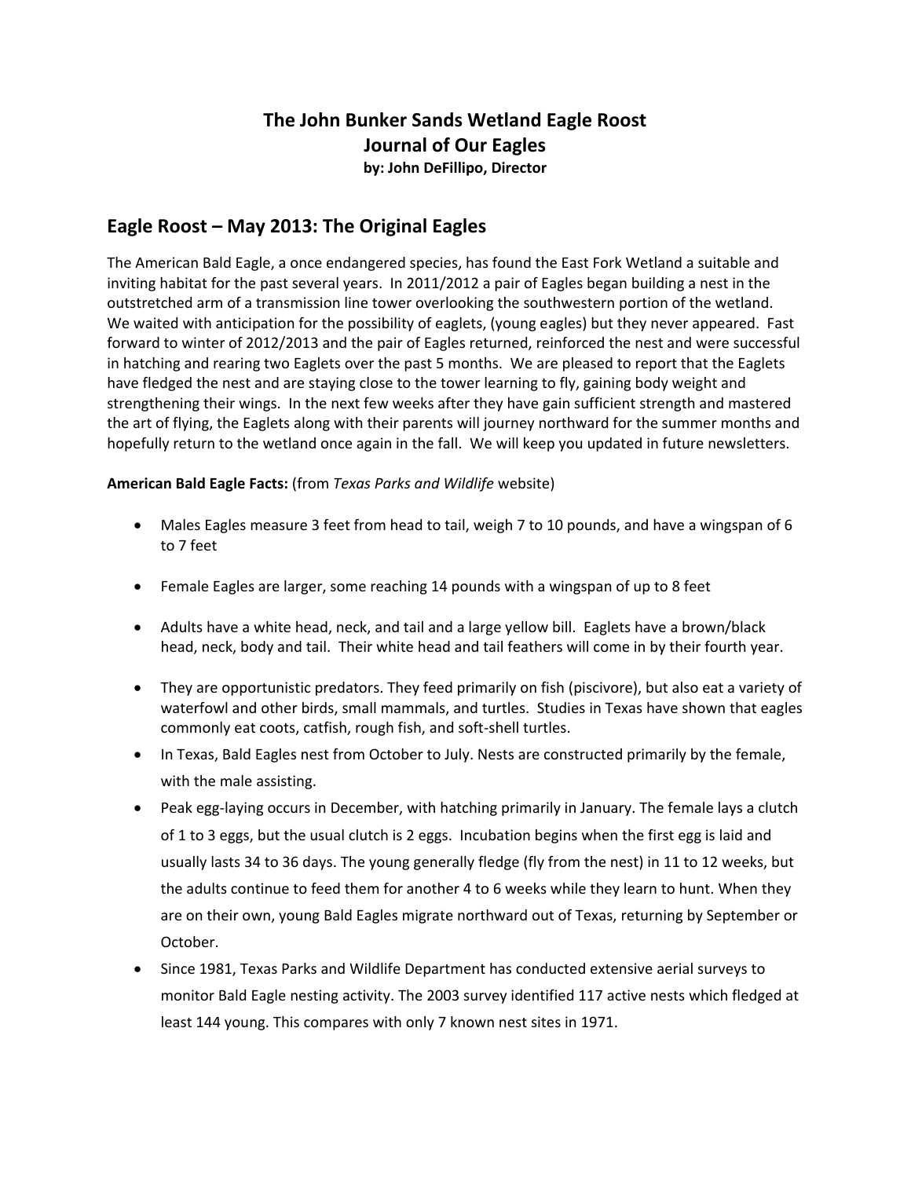# The John Bunker Sands Wetland Eagle Roost
# Journal of Our Eagles
**by: John DeFillipo, Director**

## Eagle Roost – May 2013: The Original Eagles

The American Bald Eagle, a once endangered species, has found the East Fork Wetland a suitable and inviting habitat for the past several years. In 2011/2012 a pair of Eagles began building a nest in the outstretched arm of a transmission line tower overlooking the southwestern portion of the wetland. We waited with anticipation for the possibility of eaglets, (young eagles) but they never appeared. Fast forward to winter of 2012/2013 and the pair of Eagles returned, reinforced the nest and were successful in hatching and rearing two Eaglets over the past 5 months. We are pleased to report that the Eaglets have fledged the nest and are staying close to the tower learning to fly, gaining body weight and strengthening their wings. In the next few weeks after they have gain sufficient strength and mastered the art of flying, the Eaglets along with their parents will journey northward for the summer months and hopefully return to the wetland once again in the fall. We will keep you updated in future newsletters.

**American Bald Eagle Facts:** (from *Texas Parks and Wildlife* website)

- Males Eagles measure 3 feet from head to tail, weigh 7 to 10 pounds, and have a wingspan of 6 to 7 feet
- Female Eagles are larger, some reaching 14 pounds with a wingspan of up to 8 feet
- Adults have a white head, neck, and tail and a large yellow bill. Eaglets have a brown/black head, neck, body and tail. Their white head and tail feathers will come in by their fourth year.
- They are opportunistic predators. They feed primarily on fish (piscivore), but also eat a variety of waterfowl and other birds, small mammals, and turtles. Studies in Texas have shown that eagles commonly eat coots, catfish, rough fish, and soft-shell turtles.
- In Texas, Bald Eagles nest from October to July. Nests are constructed primarily by the female, with the male assisting.
- Peak egg-laying occurs in December, with hatching primarily in January. The female lays a clutch of 1 to 3 eggs, but the usual clutch is 2 eggs. Incubation begins when the first egg is laid and usually lasts 34 to 36 days. The young generally fledge (fly from the nest) in 11 to 12 weeks, but the adults continue to feed them for another 4 to 6 weeks while they learn to hunt. When they are on their own, young Bald Eagles migrate northward out of Texas, returning by September or October.
- Since 1981, Texas Parks and Wildlife Department has conducted extensive aerial surveys to monitor Bald Eagle nesting activity. The 2003 survey identified 117 active nests which fledged at least 144 young. This compares with only 7 known nest sites in 1971.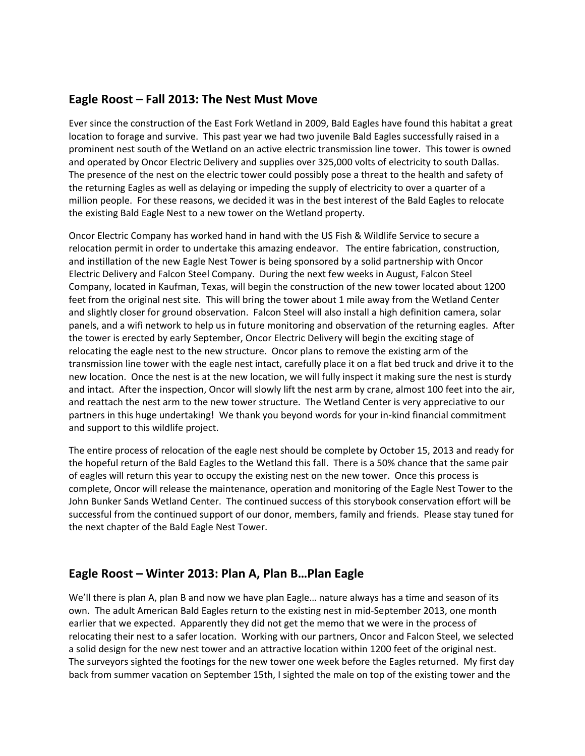## Eagle Roost – Fall 2013: The Nest Must Move

Ever since the construction of the East Fork Wetland in 2009, Bald Eagles have found this habitat a great location to forage and survive. This past year we had two juvenile Bald Eagles successfully raised in a prominent nest south of the Wetland on an active electric transmission line tower. This tower is owned and operated by Oncor Electric Delivery and supplies over 325,000 volts of electricity to south Dallas. The presence of the nest on the electric tower could possibly pose a threat to the health and safety of the returning Eagles as well as delaying or impeding the supply of electricity to over a quarter of a million people. For these reasons, we decided it was in the best interest of the Bald Eagles to relocate the existing Bald Eagle Nest to a new tower on the Wetland property.

Oncor Electric Company has worked hand in hand with the US Fish & Wildlife Service to secure a relocation permit in order to undertake this amazing endeavor. The entire fabrication, construction, and instillation of the new Eagle Nest Tower is being sponsored by a solid partnership with Oncor Electric Delivery and Falcon Steel Company. During the next few weeks in August, Falcon Steel Company, located in Kaufman, Texas, will begin the construction of the new tower located about 1200 feet from the original nest site. This will bring the tower about 1 mile away from the Wetland Center and slightly closer for ground observation. Falcon Steel will also install a high definition camera, solar panels, and a wifi network to help us in future monitoring and observation of the returning eagles. After the tower is erected by early September, Oncor Electric Delivery will begin the exciting stage of relocating the eagle nest to the new structure. Oncor plans to remove the existing arm of the transmission line tower with the eagle nest intact, carefully place it on a flat bed truck and drive it to the new location. Once the nest is at the new location, we will fully inspect it making sure the nest is sturdy and intact. After the inspection, Oncor will slowly lift the nest arm by crane, almost 100 feet into the air, and reattach the nest arm to the new tower structure. The Wetland Center is very appreciative to our partners in this huge undertaking! We thank you beyond words for your in-kind financial commitment and support to this wildlife project.

The entire process of relocation of the eagle nest should be complete by October 15, 2013 and ready for the hopeful return of the Bald Eagles to the Wetland this fall. There is a 50% chance that the same pair of eagles will return this year to occupy the existing nest on the new tower. Once this process is complete, Oncor will release the maintenance, operation and monitoring of the Eagle Nest Tower to the John Bunker Sands Wetland Center. The continued success of this storybook conservation effort will be successful from the continued support of our donor, members, family and friends. Please stay tuned for the next chapter of the Bald Eagle Nest Tower.

## Eagle Roost – Winter 2013: Plan A, Plan B…Plan Eagle

We'll there is plan A, plan B and now we have plan Eagle… nature always has a time and season of its own. The adult American Bald Eagles return to the existing nest in mid-September 2013, one month earlier that we expected. Apparently they did not get the memo that we were in the process of relocating their nest to a safer location. Working with our partners, Oncor and Falcon Steel, we selected a solid design for the new nest tower and an attractive location within 1200 feet of the original nest. The surveyors sighted the footings for the new tower one week before the Eagles returned. My first day back from summer vacation on September 15th, I sighted the male on top of the existing tower and the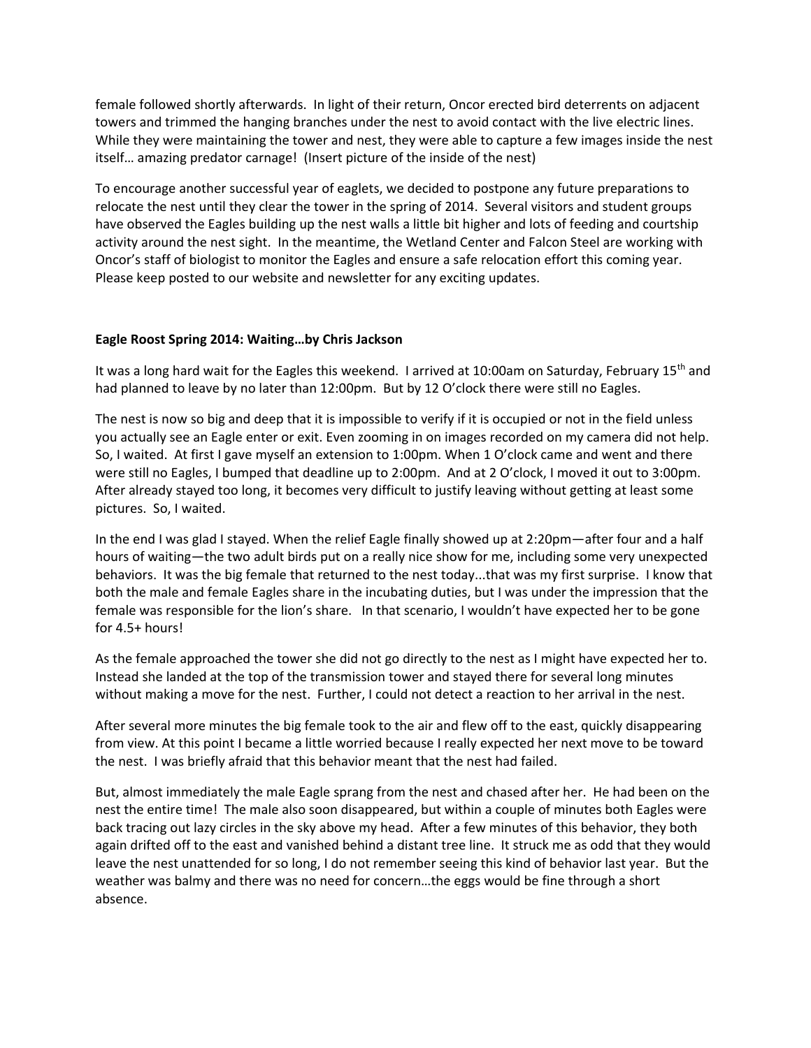female followed shortly afterwards. In light of their return, Oncor erected bird deterrents on adjacent towers and trimmed the hanging branches under the nest to avoid contact with the live electric lines. While they were maintaining the tower and nest, they were able to capture a few images inside the nest itself… amazing predator carnage! (Insert picture of the inside of the nest)

To encourage another successful year of eaglets, we decided to postpone any future preparations to relocate the nest until they clear the tower in the spring of 2014. Several visitors and student groups have observed the Eagles building up the nest walls a little bit higher and lots of feeding and courtship activity around the nest sight. In the meantime, the Wetland Center and Falcon Steel are working with Oncor's staff of biologist to monitor the Eagles and ensure a safe relocation effort this coming year. Please keep posted to our website and newsletter for any exciting updates.

**Eagle Roost Spring 2014: Waiting…by Chris Jackson**

It was a long hard wait for the Eagles this weekend. I arrived at 10:00am on Saturday, February 15th and had planned to leave by no later than 12:00pm. But by 12 O'clock there were still no Eagles.

The nest is now so big and deep that it is impossible to verify if it is occupied or not in the field unless you actually see an Eagle enter or exit. Even zooming in on images recorded on my camera did not help. So, I waited. At first I gave myself an extension to 1:00pm. When 1 O'clock came and went and there were still no Eagles, I bumped that deadline up to 2:00pm. And at 2 O'clock, I moved it out to 3:00pm. After already stayed too long, it becomes very difficult to justify leaving without getting at least some pictures. So, I waited.

In the end I was glad I stayed. When the relief Eagle finally showed up at 2:20pm—after four and a half hours of waiting—the two adult birds put on a really nice show for me, including some very unexpected behaviors. It was the big female that returned to the nest today...that was my first surprise. I know that both the male and female Eagles share in the incubating duties, but I was under the impression that the female was responsible for the lion's share. In that scenario, I wouldn't have expected her to be gone for 4.5+ hours!

As the female approached the tower she did not go directly to the nest as I might have expected her to. Instead she landed at the top of the transmission tower and stayed there for several long minutes without making a move for the nest. Further, I could not detect a reaction to her arrival in the nest.

After several more minutes the big female took to the air and flew off to the east, quickly disappearing from view. At this point I became a little worried because I really expected her next move to be toward the nest. I was briefly afraid that this behavior meant that the nest had failed.

But, almost immediately the male Eagle sprang from the nest and chased after her. He had been on the nest the entire time! The male also soon disappeared, but within a couple of minutes both Eagles were back tracing out lazy circles in the sky above my head. After a few minutes of this behavior, they both again drifted off to the east and vanished behind a distant tree line. It struck me as odd that they would leave the nest unattended for so long, I do not remember seeing this kind of behavior last year. But the weather was balmy and there was no need for concern…the eggs would be fine through a short absence.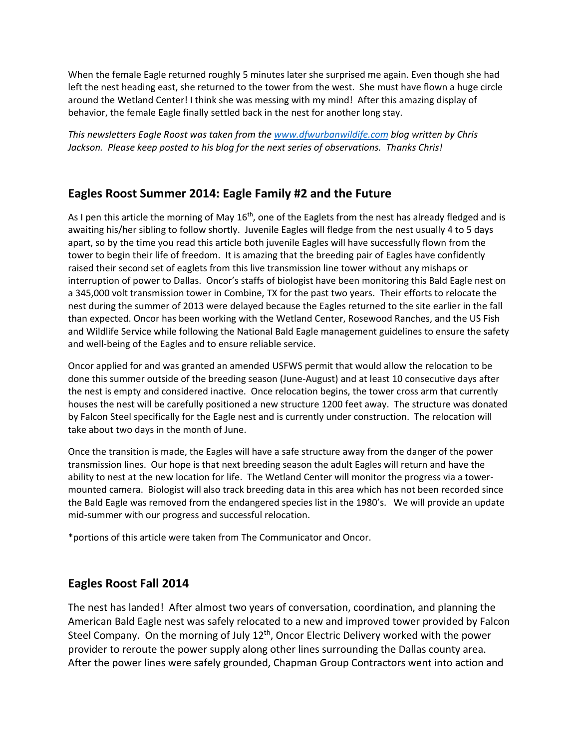When the female Eagle returned roughly 5 minutes later she surprised me again. Even though she had left the nest heading east, she returned to the tower from the west. She must have flown a huge circle around the Wetland Center! I think she was messing with my mind! After this amazing display of behavior, the female Eagle finally settled back in the nest for another long stay.

*This newsletters Eagle Roost was taken from the [www.dfwurbanwildife.com](www.dfwurbanwildife.com) blog written by Chris Jackson. Please keep posted to his blog for the next series of observations. Thanks Chris!*

## Eagles Roost Summer 2014: Eagle Family #2 and the Future

As I pen this article the morning of May 16th, one of the Eaglets from the nest has already fledged and is awaiting his/her sibling to follow shortly. Juvenile Eagles will fledge from the nest usually 4 to 5 days apart, so by the time you read this article both juvenile Eagles will have successfully flown from the tower to begin their life of freedom. It is amazing that the breeding pair of Eagles have confidently raised their second set of eaglets from this live transmission line tower without any mishaps or interruption of power to Dallas. Oncor's staffs of biologist have been monitoring this Bald Eagle nest on a 345,000 volt transmission tower in Combine, TX for the past two years. Their efforts to relocate the nest during the summer of 2013 were delayed because the Eagles returned to the site earlier in the fall than expected. Oncor has been working with the Wetland Center, Rosewood Ranches, and the US Fish and Wildlife Service while following the National Bald Eagle management guidelines to ensure the safety and well-being of the Eagles and to ensure reliable service.

Oncor applied for and was granted an amended USFWS permit that would allow the relocation to be done this summer outside of the breeding season (June-August) and at least 10 consecutive days after the nest is empty and considered inactive. Once relocation begins, the tower cross arm that currently houses the nest will be carefully positioned a new structure 1200 feet away. The structure was donated by Falcon Steel specifically for the Eagle nest and is currently under construction. The relocation will take about two days in the month of June.

Once the transition is made, the Eagles will have a safe structure away from the danger of the power transmission lines. Our hope is that next breeding season the adult Eagles will return and have the ability to nest at the new location for life. The Wetland Center will monitor the progress via a tower-mounted camera. Biologist will also track breeding data in this area which has not been recorded since the Bald Eagle was removed from the endangered species list in the 1980's. We will provide an update mid-summer with our progress and successful relocation.

*portions of this article were taken from The Communicator and Oncor.

## Eagles Roost Fall 2014

The nest has landed! After almost two years of conversation, coordination, and planning the American Bald Eagle nest was safely relocated to a new and improved tower provided by Falcon Steel Company. On the morning of July 12th, Oncor Electric Delivery worked with the power provider to reroute the power supply along other lines surrounding the Dallas county area. After the power lines were safely grounded, Chapman Group Contractors went into action and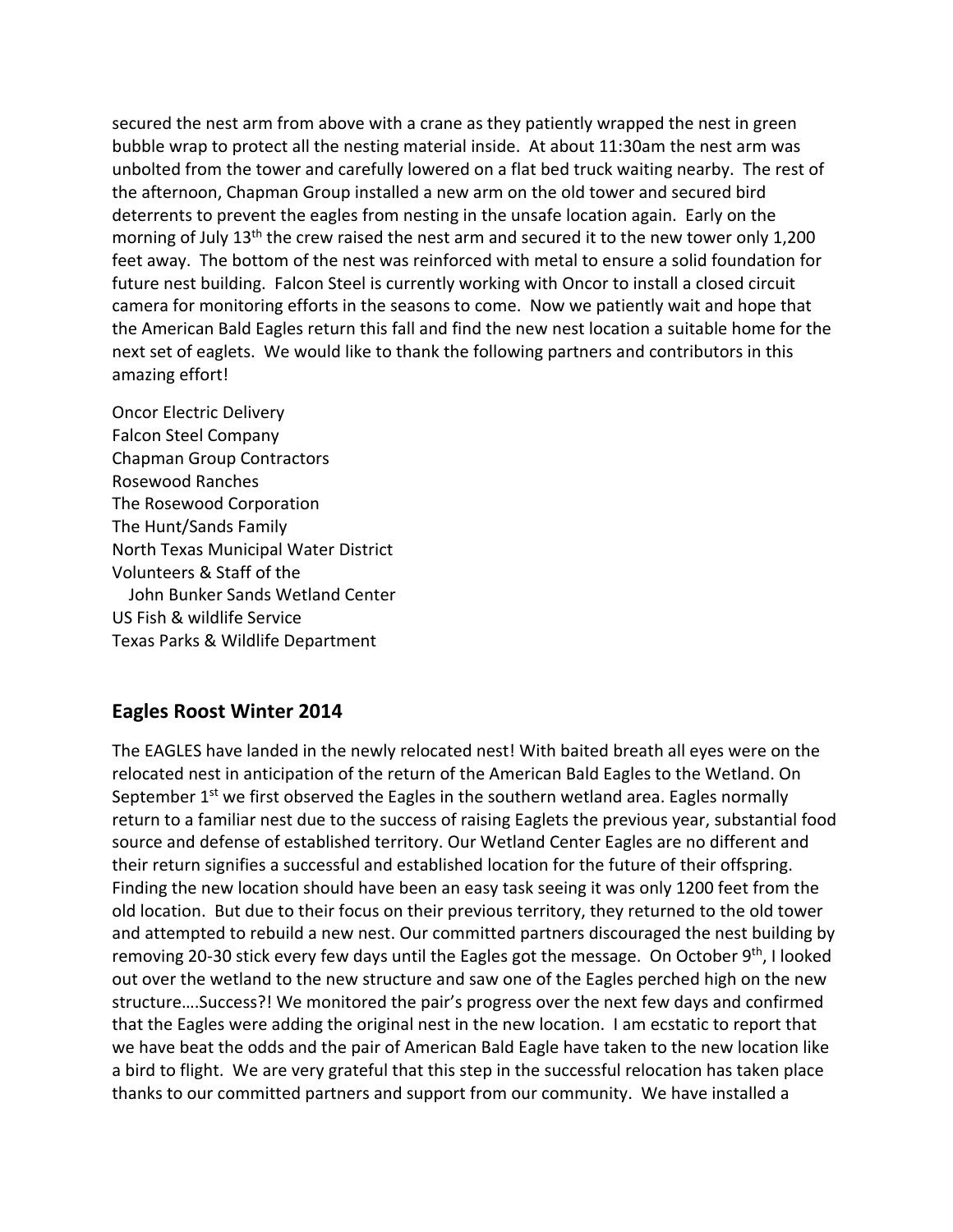secured the nest arm from above with a crane as they patiently wrapped the nest in green bubble wrap to protect all the nesting material inside. At about 11:30am the nest arm was unbolted from the tower and carefully lowered on a flat bed truck waiting nearby. The rest of the afternoon, Chapman Group installed a new arm on the old tower and secured bird deterrents to prevent the eagles from nesting in the unsafe location again. Early on the morning of July 13th the crew raised the nest arm and secured it to the new tower only 1,200 feet away. The bottom of the nest was reinforced with metal to ensure a solid foundation for future nest building. Falcon Steel is currently working with Oncor to install a closed circuit camera for monitoring efforts in the seasons to come. Now we patiently wait and hope that the American Bald Eagles return this fall and find the new nest location a suitable home for the next set of eaglets. We would like to thank the following partners and contributors in this amazing effort!

Oncor Electric Delivery
Falcon Steel Company
Chapman Group Contractors
Rosewood Ranches
The Rosewood Corporation
The Hunt/Sands Family
North Texas Municipal Water District
Volunteers & Staff of the
   John Bunker Sands Wetland Center
US Fish & wildlife Service
Texas Parks & Wildlife Department

## Eagles Roost Winter 2014

The EAGLES have landed in the newly relocated nest! With baited breath all eyes were on the relocated nest in anticipation of the return of the American Bald Eagles to the Wetland. On September 1st we first observed the Eagles in the southern wetland area. Eagles normally return to a familiar nest due to the success of raising Eaglets the previous year, substantial food source and defense of established territory. Our Wetland Center Eagles are no different and their return signifies a successful and established location for the future of their offspring. Finding the new location should have been an easy task seeing it was only 1200 feet from the old location. But due to their focus on their previous territory, they returned to the old tower and attempted to rebuild a new nest. Our committed partners discouraged the nest building by removing 20-30 stick every few days until the Eagles got the message. On October 9th, I looked out over the wetland to the new structure and saw one of the Eagles perched high on the new structure….Success?! We monitored the pair's progress over the next few days and confirmed that the Eagles were adding the original nest in the new location. I am ecstatic to report that we have beat the odds and the pair of American Bald Eagle have taken to the new location like a bird to flight. We are very grateful that this step in the successful relocation has taken place thanks to our committed partners and support from our community. We have installed a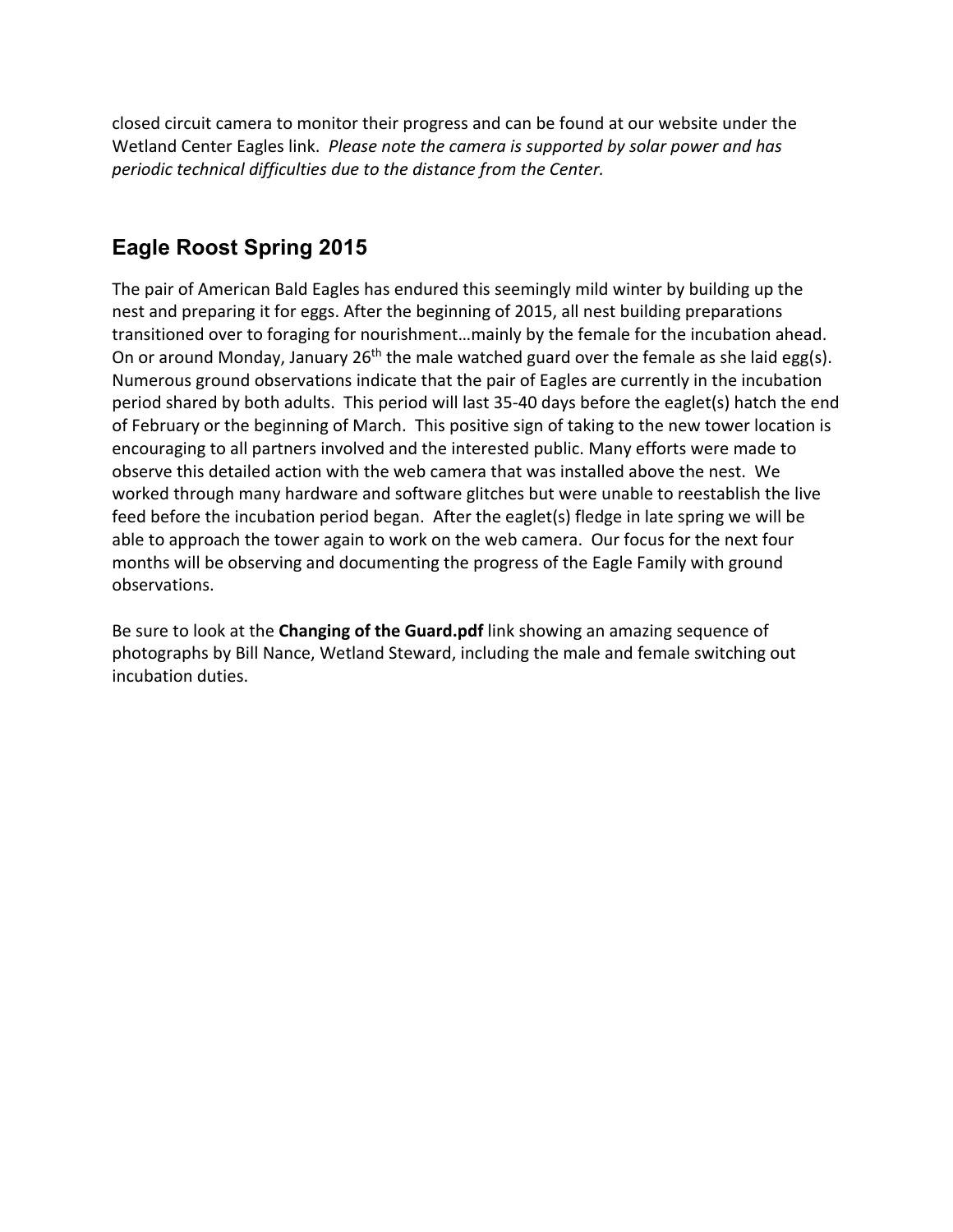closed circuit camera to monitor their progress and can be found at our website under the Wetland Center Eagles link. *Please note the camera is supported by solar power and has periodic technical difficulties due to the distance from the Center.*

## Eagle Roost Spring 2015

The pair of American Bald Eagles has endured this seemingly mild winter by building up the nest and preparing it for eggs. After the beginning of 2015, all nest building preparations transitioned over to foraging for nourishment…mainly by the female for the incubation ahead. On or around Monday, January 26th the male watched guard over the female as she laid egg(s). Numerous ground observations indicate that the pair of Eagles are currently in the incubation period shared by both adults. This period will last 35-40 days before the eaglet(s) hatch the end of February or the beginning of March. This positive sign of taking to the new tower location is encouraging to all partners involved and the interested public. Many efforts were made to observe this detailed action with the web camera that was installed above the nest. We worked through many hardware and software glitches but were unable to reestablish the live feed before the incubation period began. After the eaglet(s) fledge in late spring we will be able to approach the tower again to work on the web camera. Our focus for the next four months will be observing and documenting the progress of the Eagle Family with ground observations.

Be sure to look at the **Changing of the Guard.pdf** link showing an amazing sequence of photographs by Bill Nance, Wetland Steward, including the male and female switching out incubation duties.